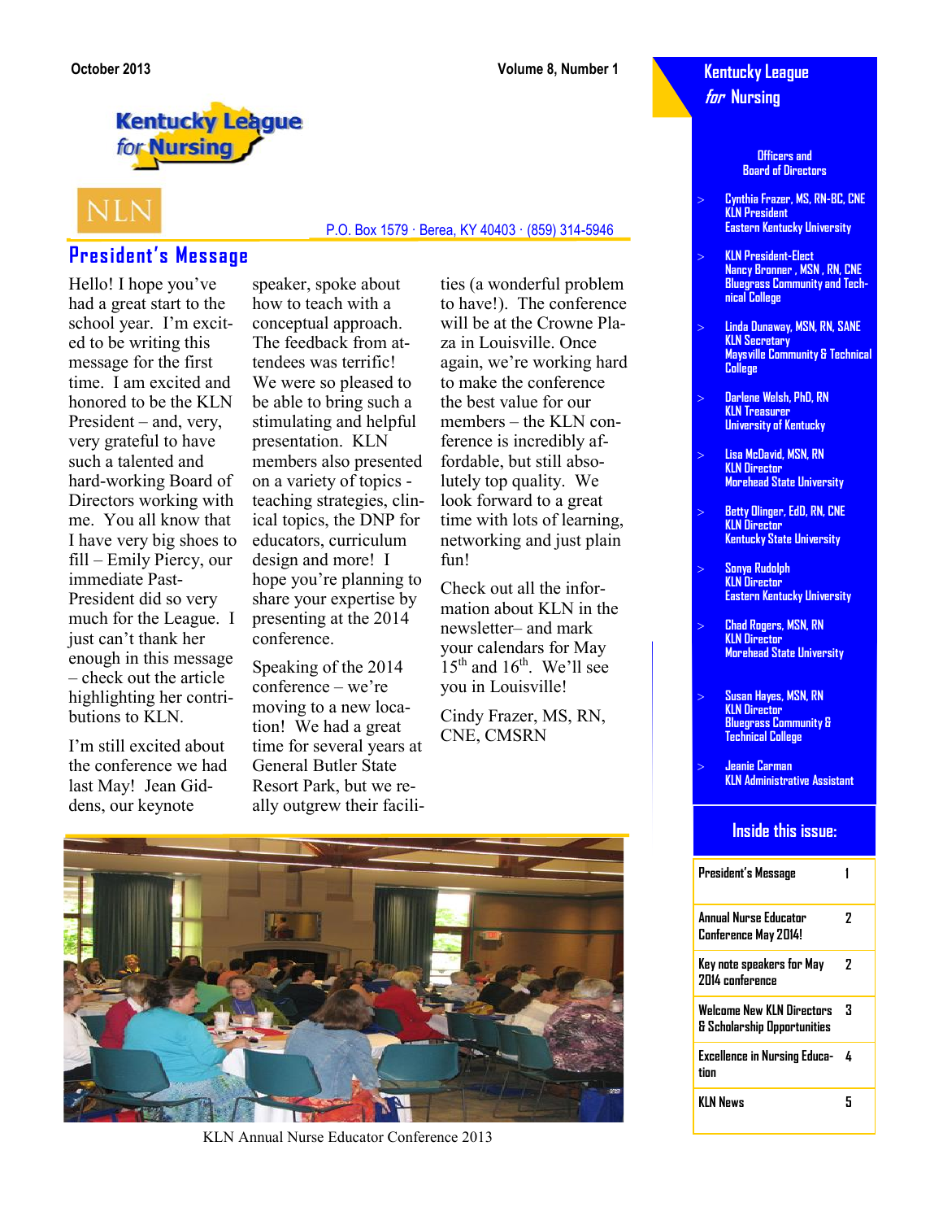October 2013 — Volume 8, Number 1

Kentucky League for Nursing

NLN

P.O. Box 1579 · Berea, KY 40403 · (859) 314-5946

## President's Message

Hello! I hope you've had a great start to the school year. I'm excited to be writing this message for the first time. I am excited and honored to be the KLN President – and, very, very grateful to have such a talented and hard-working Board of Directors working with me. You all know that I have very big shoes to fill – Emily Piercy, our immediate Past-President did so very much for the League. I just can't thank her enough in this message – check out the article highlighting her contributions to KLN.

I'm still excited about the conference we had last May! Jean Giddens, our keynote speaker, spoke about how to teach with a conceptual approach. The feedback from attendees was terrific! We were so pleased to be able to bring such a stimulating and helpful presentation. KLN members also presented on a variety of topics - teaching strategies, clinical topics, the DNP for educators, curriculum design and more! I hope you're planning to share your expertise by presenting at the 2014 conference.

Speaking of the 2014 conference – we're moving to a new location! We had a great time for several years at General Butler State Resort Park, but we really outgrew their facilities (a wonderful problem to have!). The conference will be at the Crowne Plaza in Louisville. Once again, we're working hard to make the conference the best value for our members – the KLN conference is incredibly affordable, but still absolutely top quality. We look forward to a great time with lots of learning, networking and just plain fun!

Check out all the information about KLN in the newsletter– and mark your calendars for May 15th and 16th. We'll see you in Louisville!

Cindy Frazer, MS, RN, CNE, CMSRN

KLN Annual Nurse Educator Conference 2013

---

## Kentucky League *for* Nursing

### Officers and Board of Directors

- Cynthia Frazer, MS, RN-BC, CNE
  KLN President
  Eastern Kentucky University
- KLN President-Elect
  Nancy Bronner , MSN , RN, CNE
  Bluegrass Community and Technical College
- Linda Dunaway, MSN, RN, SANE
  KLN Secretary
  Maysville Community & Technical College
- Darlene Welsh, PhD, RN
  KLN Treasurer
  University of Kentucky
- Lisa McDavid, MSN, RN
  KLN Director
  Morehead State University
- Betty Olinger, EdD, RN, CNE
  KLN Director
  Kentucky State University
- Sonya Rudolph
  KLN Director
  Eastern Kentucky University
- Chad Rogers, MSN, RN
  KLN Director
  Morehead State University
- Susan Hayes, MSN, RN
  KLN Director
  Bluegrass Community & Technical College
- Jeanie Carman
  KLN Administrative Assistant

### Inside this issue:

| | |
|---|---|
| President's Message | 1 |
| Annual Nurse Educator Conference May 2014! | 2 |
| Key note speakers for May 2014 conference | 2 |
| Welcome New KLN Directors & Scholarship Opportunities | 3 |
| Excellence in Nursing Education | 4 |
| KLN News | 5 |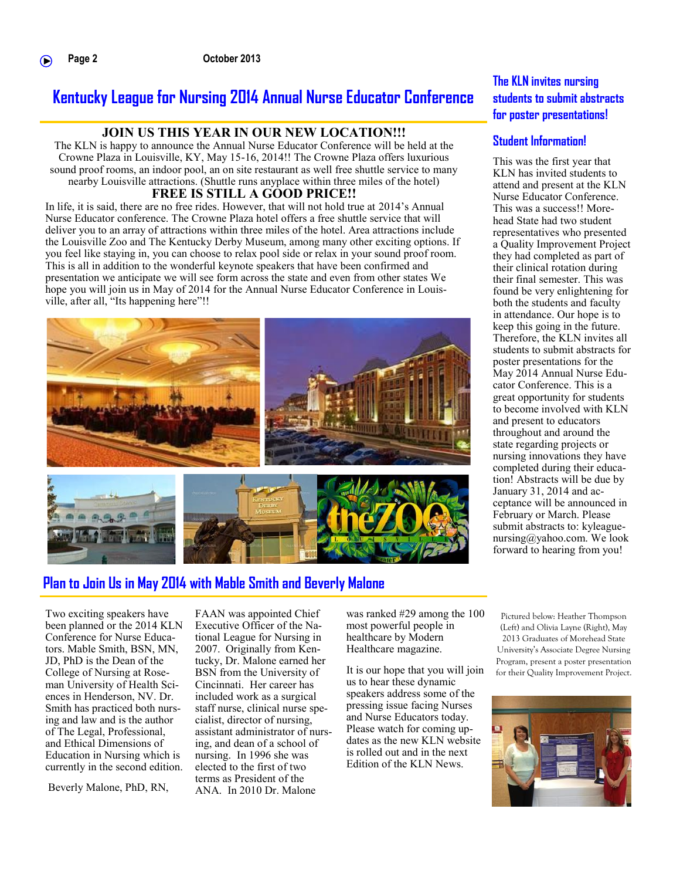# Kentucky League for Nursing 2014 Annual Nurse Educator Conference

**JOIN US THIS YEAR IN OUR NEW LOCATION!!!**

The KLN is happy to announce the Annual Nurse Educator Conference will be held at the Crowne Plaza in Louisville, KY, May 15-16, 2014!! The Crowne Plaza offers luxurious sound proof rooms, an indoor pool, an on site restaurant as well free shuttle service to many nearby Louisville attractions. (Shuttle runs anyplace within three miles of the hotel)

**FREE IS STILL A GOOD PRICE!!**

In life, it is said, there are no free rides. However, that will not hold true at 2014's Annual Nurse Educator conference. The Crowne Plaza hotel offers a free shuttle service that will deliver you to an array of attractions within three miles of the hotel. Area attractions include the Louisville Zoo and The Kentucky Derby Museum, among many other exciting options. If you feel like staying in, you can choose to relax pool side or relax in your sound proof room. This is all in addition to the wonderful keynote speakers that have been confirmed and presentation we anticipate we will see form across the state and even from other states We hope you will join us in May of 2014 for the Annual Nurse Educator Conference in Louisville, after all, "Its happening here"!!

## Plan to Join Us in May 2014 with Mable Smith and Beverly Malone

Two exciting speakers have been planned or the 2014 KLN Conference for Nurse Educators. Mable Smith, BSN, MN, JD, PhD is the Dean of the College of Nursing at Roseman University of Health Sciences in Henderson, NV. Dr. Smith has practiced both nursing and law and is the author of The Legal, Professional, and Ethical Dimensions of Education in Nursing which is currently in the second edition.

Beverly Malone, PhD, RN, FAAN was appointed Chief Executive Officer of the National League for Nursing in 2007. Originally from Kentucky, Dr. Malone earned her BSN from the University of Cincinnati. Her career has included work as a surgical staff nurse, clinical nurse specialist, director of nursing, assistant administrator of nursing, and dean of a school of nursing. In 1996 she was elected to the first of two terms as President of the ANA. In 2010 Dr. Malone was ranked #29 among the 100 most powerful people in healthcare by Modern Healthcare magazine.

It is our hope that you will join us to hear these dynamic speakers address some of the pressing issue facing Nurses and Nurse Educators today. Please watch for coming updates as the new KLN website is rolled out and in the next Edition of the KLN News.

## The KLN invites nursing students to submit abstracts for poster presentations!

### Student Information!

This was the first year that KLN has invited students to attend and present at the KLN Nurse Educator Conference. This was a success!! Morehead State had two student representatives who presented a Quality Improvement Project they had completed as part of their clinical rotation during their final semester. This was found be very enlightening for both the students and faculty in attendance. Our hope is to keep this going in the future. Therefore, the KLN invites all students to submit abstracts for poster presentations for the May 2014 Annual Nurse Educator Conference. This is a great opportunity for students to become involved with KLN and present to educators throughout and around the state regarding projects or nursing innovations they have completed during their education! Abstracts will be due by January 31, 2014 and acceptance will be announced in February or March. Please submit abstracts to: kyleaguenursing@yahoo.com. We look forward to hearing from you!

Pictured below: Heather Thompson (Left) and Olivia Layne (Right), May 2013 Graduates of Morehead State University's Associate Degree Nursing Program, present a poster presentation for their Quality Improvement Project.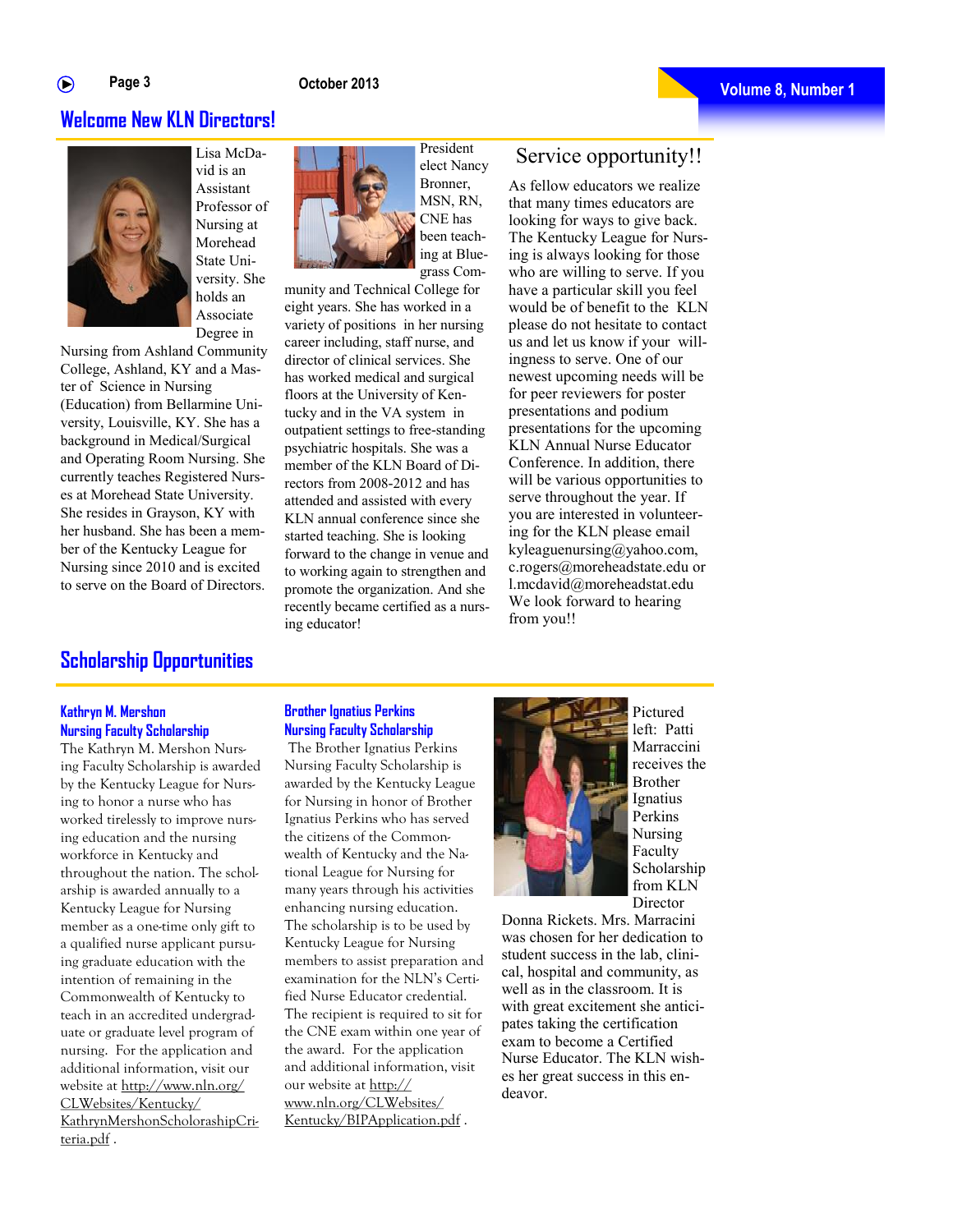## Welcome New KLN Directors!

Lisa McDavid is an Assistant Professor of Nursing at Morehead State University. She holds an Associate Degree in Nursing from Ashland Community College, Ashland, KY and a Master of Science in Nursing (Education) from Bellarmine University, Louisville, KY. She has a background in Medical/Surgical and Operating Room Nursing. She currently teaches Registered Nurses at Morehead State University. She resides in Grayson, KY with her husband. She has been a member of the Kentucky League for Nursing since 2010 and is excited to serve on the Board of Directors.

President elect Nancy Bronner, MSN, RN, CNE has been teaching at Bluegrass Community and Technical College for eight years. She has worked in a variety of positions in her nursing career including, staff nurse, and director of clinical services. She has worked medical and surgical floors at the University of Kentucky and in the VA system in outpatient settings to free-standing psychiatric hospitals. She was a member of the KLN Board of Directors from 2008-2012 and has attended and assisted with every KLN annual conference since she started teaching. She is looking forward to the change in venue and to working again to strengthen and promote the organization. And she recently became certified as a nursing educator!

### Service opportunity!!

As fellow educators we realize that many times educators are looking for ways to give back. The Kentucky League for Nursing is always looking for those who are willing to serve. If you have a particular skill you feel would be of benefit to the KLN please do not hesitate to contact us and let us know if your willingness to serve. One of our newest upcoming needs will be for peer reviewers for poster presentations and podium presentations for the upcoming KLN Annual Nurse Educator Conference. In addition, there will be various opportunities to serve throughout the year. If you are interested in volunteering for the KLN please email kyleaguenursing@yahoo.com, c.rogers@moreheadstate.edu or l.mcdavid@moreheadstat.edu We look forward to hearing from you!!

## Scholarship Opportunities

### Kathryn M. Mershon Nursing Faculty Scholarship

The Kathryn M. Mershon Nursing Faculty Scholarship is awarded by the Kentucky League for Nursing to honor a nurse who has worked tirelessly to improve nursing education and the nursing workforce in Kentucky and throughout the nation. The scholarship is awarded annually to a Kentucky League for Nursing member as a one-time only gift to a qualified nurse applicant pursuing graduate education with the intention of remaining in the Commonwealth of Kentucky to teach in an accredited undergraduate or graduate level program of nursing. For the application and additional information, visit our website at http://www.nln.org/CLWebsites/Kentucky/KathrynMershonScholorashipCriteria.pdf .

### Brother Ignatius Perkins Nursing Faculty Scholarship

The Brother Ignatius Perkins Nursing Faculty Scholarship is awarded by the Kentucky League for Nursing in honor of Brother Ignatius Perkins who has served the citizens of the Commonwealth of Kentucky and the National League for Nursing for many years through his activities enhancing nursing education. The scholarship is to be used by Kentucky League for Nursing members to assist preparation and examination for the NLN's Certified Nurse Educator credential. The recipient is required to sit for the CNE exam within one year of the award. For the application and additional information, visit our website at http://www.nln.org/CLWebsites/Kentucky/BIPApplication.pdf .

Pictured left: Patti Marraccini receives the Brother Ignatius Perkins Nursing Faculty Scholarship from KLN Director Donna Rickets. Mrs. Marracini was chosen for her dedication to student success in the lab, clinical, hospital and community, as well as in the classroom. It is with great excitement she anticipates taking the certification exam to become a Certified Nurse Educator. The KLN wishes her great success in this endeavor.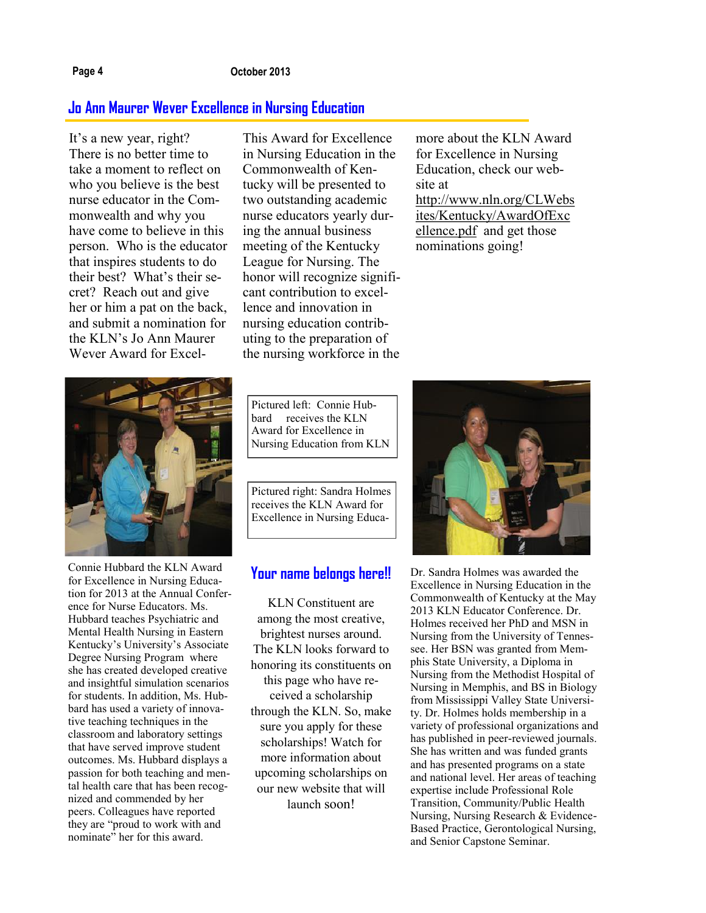## Jo Ann Maurer Wever Excellence in Nursing Education

It's a new year, right? There is no better time to take a moment to reflect on who you believe is the best nurse educator in the Commonwealth and why you have come to believe in this person. Who is the educator that inspires students to do their best? What's their secret? Reach out and give her or him a pat on the back, and submit a nomination for the KLN's Jo Ann Maurer Wever Award for Excel- This Award for Excellence in Nursing Education in the Commonwealth of Kentucky will be presented to two outstanding academic nurse educators yearly during the annual business meeting of the Kentucky League for Nursing. The honor will recognize significant contribution to excellence and innovation in nursing education contributing to the preparation of the nursing workforce in the more about the KLN Award for Excellence in Nursing Education, check our website at http://www.nln.org/CLWebsites/Kentucky/AwardOfExcellence.pdf and get those nominations going!

Pictured left: Connie Hubbard receives the KLN Award for Excellence in Nursing Education from KLN

Pictured right: Sandra Holmes receives the KLN Award for Excellence in Nursing Educa-

Connie Hubbard the KLN Award for Excellence in Nursing Education for 2013 at the Annual Conference for Nurse Educators. Ms. Hubbard teaches Psychiatric and Mental Health Nursing in Eastern Kentucky University's Associate Degree Nursing Program where she has created developed creative and insightful simulation scenarios for students. In addition, Ms. Hubbard has used a variety of innovative teaching techniques in the classroom and laboratory settings that have served improve student outcomes. Ms. Hubbard displays a passion for both teaching and mental health care that has been recognized and commended by her peers. Colleagues have reported they are "proud to work with and nominate" her for this award.

## Your name belongs here!!

KLN Constituent are among the most creative, brightest nurses around. The KLN looks forward to honoring its constituents on this page who have received a scholarship through the KLN. So, make sure you apply for these scholarships! Watch for more information about upcoming scholarships on our new website that will launch soon!

Dr. Sandra Holmes was awarded the Excellence in Nursing Education in the Commonwealth of Kentucky at the May 2013 KLN Educator Conference. Dr. Holmes received her PhD and MSN in Nursing from the University of Tennessee. Her BSN was granted from Memphis State University, a Diploma in Nursing from the Methodist Hospital of Nursing in Memphis, and BS in Biology from Mississippi Valley State University. Dr. Holmes holds membership in a variety of professional organizations and has published in peer-reviewed journals. She has written and was funded grants and has presented programs on a state and national level. Her areas of teaching expertise include Professional Role Transition, Community/Public Health Nursing, Nursing Research & Evidence-Based Practice, Gerontological Nursing, and Senior Capstone Seminar.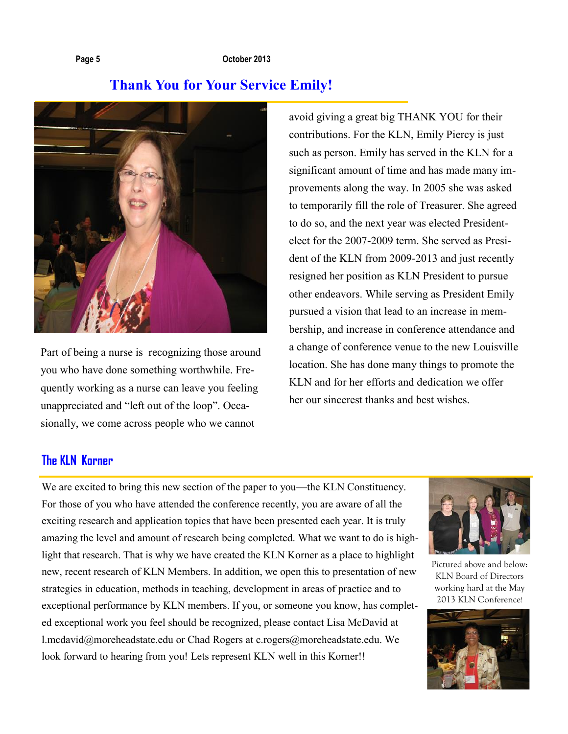## Thank You for Your Service Emily!

Part of being a nurse is recognizing those around you who have done something worthwhile. Frequently working as a nurse can leave you feeling unappreciated and "left out of the loop". Occasionally, we come across people who we cannot avoid giving a great big THANK YOU for their contributions. For the KLN, Emily Piercy is just such as person. Emily has served in the KLN for a significant amount of time and has made many improvements along the way. In 2005 she was asked to temporarily fill the role of Treasurer. She agreed to do so, and the next year was elected President-elect for the 2007-2009 term. She served as President of the KLN from 2009-2013 and just recently resigned her position as KLN President to pursue other endeavors. While serving as President Emily pursued a vision that lead to an increase in membership, and increase in conference attendance and a change of conference venue to the new Louisville location. She has done many things to promote the KLN and for her efforts and dedication we offer her our sincerest thanks and best wishes.

## The KLN Korner

We are excited to bring this new section of the paper to you—the KLN Constituency. For those of you who have attended the conference recently, you are aware of all the exciting research and application topics that have been presented each year. It is truly amazing the level and amount of research being completed. What we want to do is highlight that research. That is why we have created the KLN Korner as a place to highlight new, recent research of KLN Members. In addition, we open this to presentation of new strategies in education, methods in teaching, development in areas of practice and to exceptional performance by KLN members. If you, or someone you know, has completed exceptional work you feel should be recognized, please contact Lisa McDavid at l.mcdavid@moreheadstate.edu or Chad Rogers at c.rogers@moreheadstate.edu. We look forward to hearing from you! Lets represent KLN well in this Korner!!

Pictured above and below: KLN Board of Directors working hard at the May 2013 KLN Conference!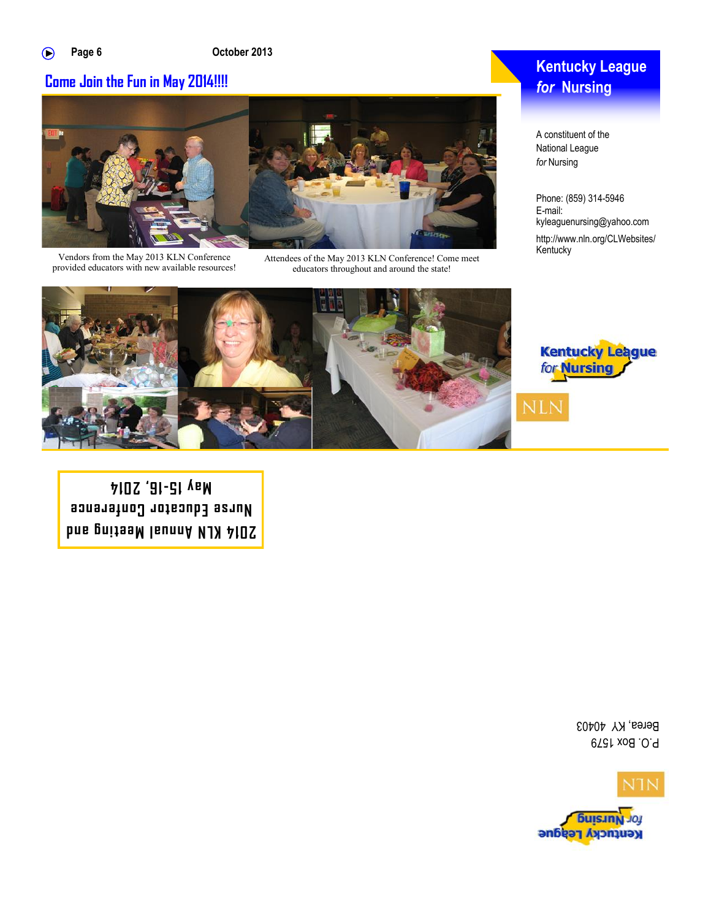## Come Join the Fun in May 2014!!!!

Vendors from the May 2013 KLN Conference provided educators with new available resources!

Attendees of the May 2013 KLN Conference! Come meet educators throughout and around the state!

**Kentucky League *for* Nursing**

A constituent of the National League *for* Nursing

Phone: (859) 314-5946
E-mail: kyleaguenursing@yahoo.com

http://www.nln.org/CLWebsites/Kentucky

Kentucky League *for* Nursing

NLN

2014 KLN Annual Meeting and Nurse Educator Conference
May 15-16, 2014

P.O. Box 1579
Berea, KY 40403

NLN

Kentucky League *for* Nursing